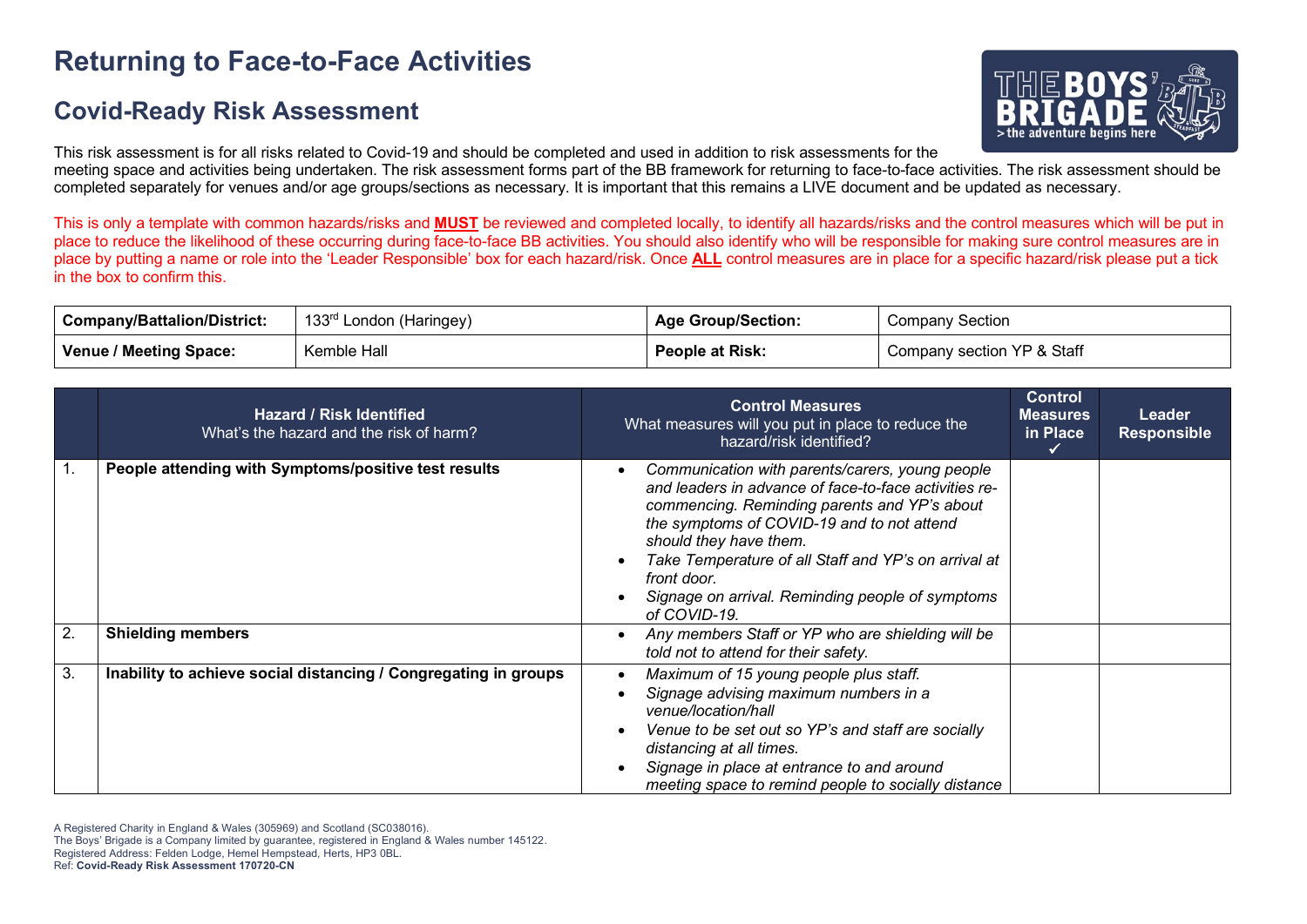# Returning to Face-to-Face Activities

## Covid-Ready Risk Assessment

This risk assessment is for all risks related to Covid-19 and should be completed and used in addition to risk assessments for the meeting space and activities being undertaken. The risk assessment forms part of the BB framework for returning to face-to-face activities. The risk assessment should be completed separately for venues and/or age groups/sections as necessary. It is important that this remains a LIVE document and be updated as necessary.

This is only a template with common hazards/risks and **MUST** be reviewed and completed locally, to identify all hazards/risks and the control measures which will be put in place to reduce the likelihood of these occurring during face-to-face BB activities. You should also identify who will be responsible for making sure control measures are in place by putting a name or role into the 'Leader Responsible' box for each hazard/risk. Once **ALL** control measures are in place for a specific hazard/risk please put a tick in the box to confirm this.

| **Company/Battalion/District:** | 133rd London (Haringey) | **Age Group/Section:** | Company Section |
|---|---|---|---|
| **Venue / Meeting Space:** | Kemble Hall | **People at Risk:** | Company section YP & Staff |

| | **Hazard / Risk Identified** What's the hazard and the risk of harm? | **Control Measures** What measures will you put in place to reduce the hazard/risk identified? | **Control Measures in Place** ✓ | **Leader Responsible** |
|---|---|---|---|---|
| 1. | **People attending with Symptoms/positive test results** | • *Communication with parents/carers, young people and leaders in advance of face-to-face activities re-commencing. Reminding parents and YP's about the symptoms of COVID-19 and to not attend should they have them.*<br>• *Take Temperature of all Staff and YP's on arrival at front door.*<br>• *Signage on arrival. Reminding people of symptoms of COVID-19.* | | |
| 2. | **Shielding members** | • *Any members Staff or YP who are shielding will be told not to attend for their safety.* | | |
| 3. | **Inability to achieve social distancing / Congregating in groups** | • *Maximum of 15 young people plus staff.*<br>• *Signage advising maximum numbers in a venue/location/hall*<br>• *Venue to be set out so YP's and staff are socially distancing at all times.*<br>• *Signage in place at entrance to and around meeting space to remind people to socially distance* | | |

A Registered Charity in England & Wales (305969) and Scotland (SC038016).
The Boys' Brigade is a Company limited by guarantee, registered in England & Wales number 145122.
Registered Address: Felden Lodge, Hemel Hempstead, Herts, HP3 0BL.
Ref: **Covid-Ready Risk Assessment 170720-CN**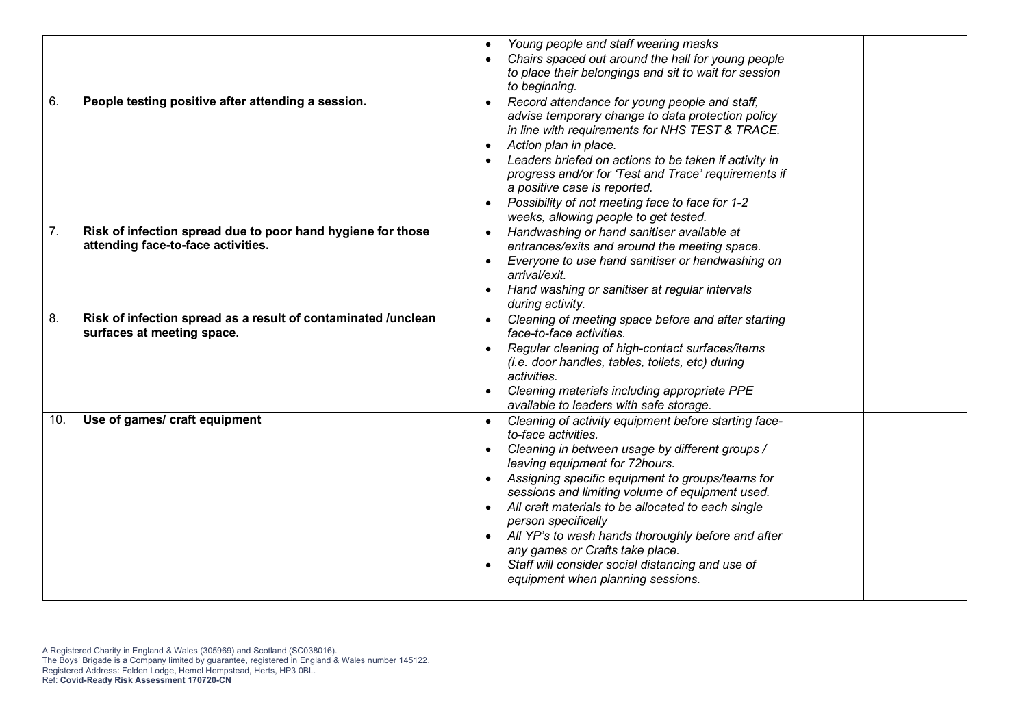| | | | | |
|---|---|---|---|---|
| | | • *Young people and staff wearing masks*<br>• *Chairs spaced out around the hall for young people to place their belongings and sit to wait for session to beginning.* | | |
| 6. | **People testing positive after attending a session.** | • *Record attendance for young people and staff, advise temporary change to data protection policy in line with requirements for NHS TEST & TRACE.*<br>• *Action plan in place.*<br>• *Leaders briefed on actions to be taken if activity in progress and/or for 'Test and Trace' requirements if a positive case is reported.*<br>• *Possibility of not meeting face to face for 1-2 weeks, allowing people to get tested.* | | |
| 7. | **Risk of infection spread due to poor hand hygiene for those attending face-to-face activities.** | • *Handwashing or hand sanitiser available at entrances/exits and around the meeting space.*<br>• *Everyone to use hand sanitiser or handwashing on arrival/exit.*<br>• *Hand washing or sanitiser at regular intervals during activity.* | | |
| 8. | **Risk of infection spread as a result of contaminated /unclean surfaces at meeting space.** | • *Cleaning of meeting space before and after starting face-to-face activities.*<br>• *Regular cleaning of high-contact surfaces/items (i.e. door handles, tables, toilets, etc) during activities.*<br>• *Cleaning materials including appropriate PPE available to leaders with safe storage.* | | |
| 10. | **Use of games/ craft equipment** | • *Cleaning of activity equipment before starting face-to-face activities.*<br>• *Cleaning in between usage by different groups / leaving equipment for 72hours.*<br>• *Assigning specific equipment to groups/teams for sessions and limiting volume of equipment used.*<br>• *All craft materials to be allocated to each single person specifically*<br>• *All YP's to wash hands thoroughly before and after any games or Crafts take place.*<br>• *Staff will consider social distancing and use of equipment when planning sessions.* | | |

A Registered Charity in England & Wales (305969) and Scotland (SC038016).
The Boys' Brigade is a Company limited by guarantee, registered in England & Wales number 145122.
Registered Address: Felden Lodge, Hemel Hempstead, Herts, HP3 0BL.
Ref: **Covid-Ready Risk Assessment 170720-CN**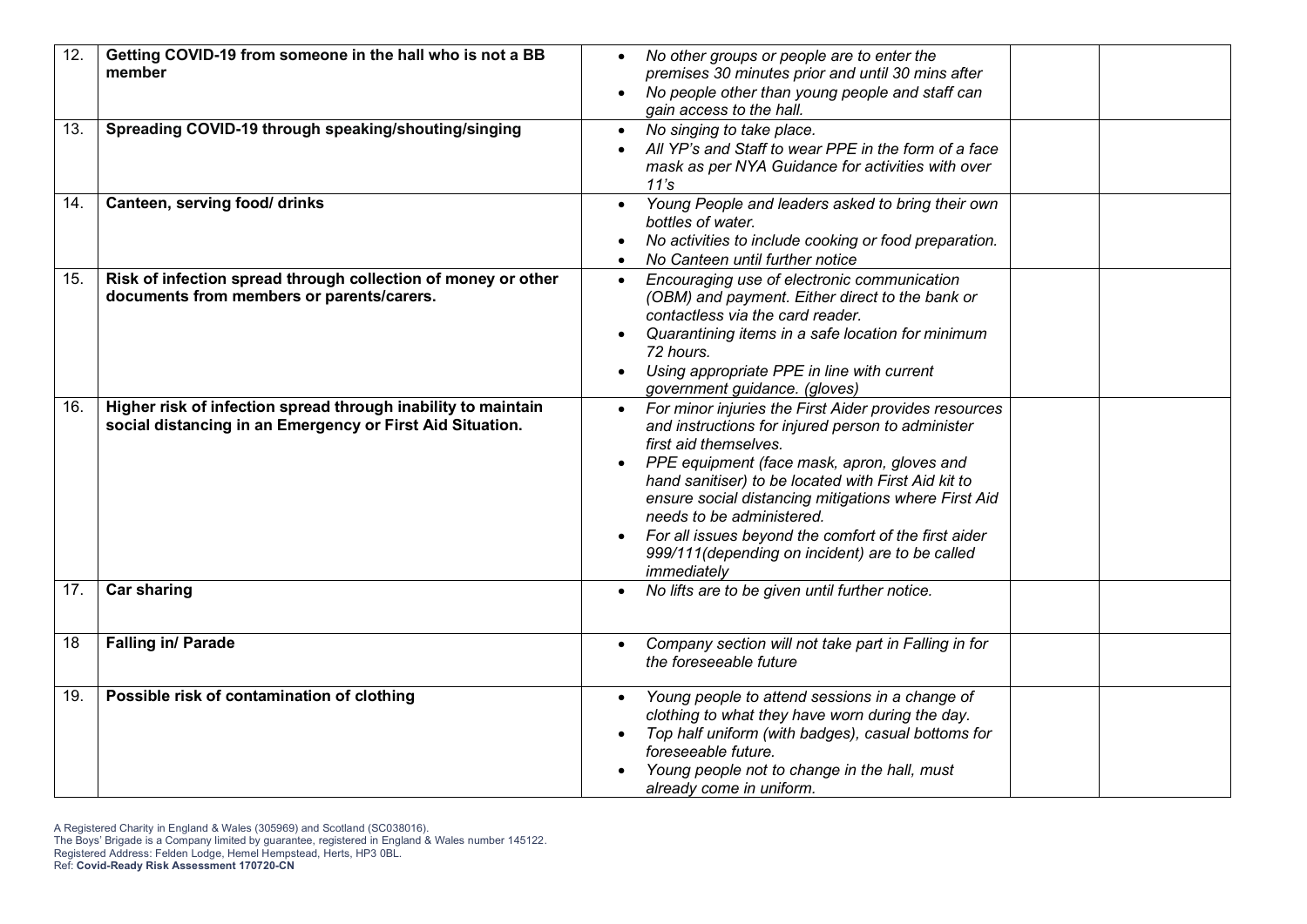| | | | | |
|---|---|---|---|---|
| 12. | **Getting COVID-19 from someone in the hall who is not a BB member** | • *No other groups or people are to enter the premises 30 minutes prior and until 30 mins after*<br>• *No people other than young people and staff can gain access to the hall.* | | |
| 13. | **Spreading COVID-19 through speaking/shouting/singing** | • *No singing to take place.*<br>• *All YP's and Staff to wear PPE in the form of a face mask as per NYA Guidance for activities with over 11's* | | |
| 14. | **Canteen, serving food/ drinks** | • *Young People and leaders asked to bring their own bottles of water.*<br>• *No activities to include cooking or food preparation.*<br>• *No Canteen until further notice* | | |
| 15. | **Risk of infection spread through collection of money or other documents from members or parents/carers.** | • *Encouraging use of electronic communication (OBM) and payment. Either direct to the bank or contactless via the card reader.*<br>• *Quarantining items in a safe location for minimum 72 hours.*<br>• *Using appropriate PPE in line with current government guidance. (gloves)* | | |
| 16. | **Higher risk of infection spread through inability to maintain social distancing in an Emergency or First Aid Situation.** | • *For minor injuries the First Aider provides resources and instructions for injured person to administer first aid themselves.*<br>• *PPE equipment (face mask, apron, gloves and hand sanitiser) to be located with First Aid kit to ensure social distancing mitigations where First Aid needs to be administered.*<br>• *For all issues beyond the comfort of the first aider 999/111(depending on incident) are to be called immediately* | | |
| 17. | **Car sharing** | • *No lifts are to be given until further notice.* | | |
| 18 | **Falling in/ Parade** | • *Company section will not take part in Falling in for the foreseeable future* | | |
| 19. | **Possible risk of contamination of clothing** | • *Young people to attend sessions in a change of clothing to what they have worn during the day.*<br>• *Top half uniform (with badges), casual bottoms for foreseeable future.*<br>• *Young people not to change in the hall, must already come in uniform.* | | |

A Registered Charity in England & Wales (305969) and Scotland (SC038016).
The Boys' Brigade is a Company limited by guarantee, registered in England & Wales number 145122.
Registered Address: Felden Lodge, Hemel Hempstead, Herts, HP3 0BL.
Ref: **Covid-Ready Risk Assessment 170720-CN**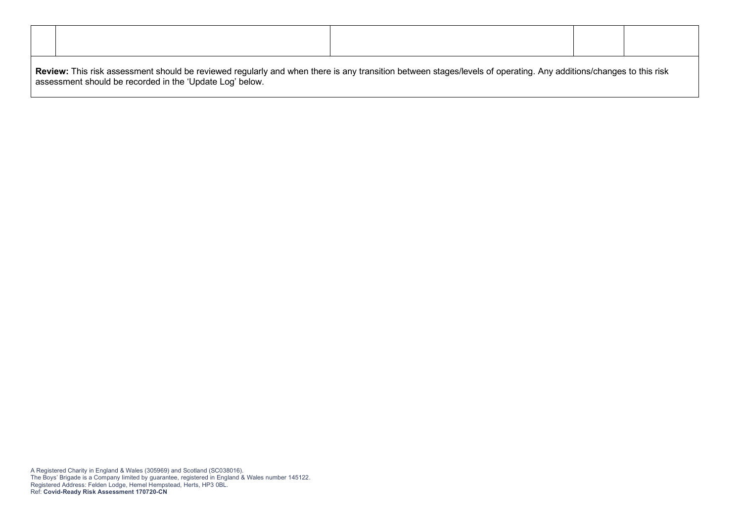| | | | | |
|---|---|---|---|---|
| | | | | |

**Review:** This risk assessment should be reviewed regularly and when there is any transition between stages/levels of operating. Any additions/changes to this risk assessment should be recorded in the 'Update Log' below.

A Registered Charity in England & Wales (305969) and Scotland (SC038016).
The Boys' Brigade is a Company limited by guarantee, registered in England & Wales number 145122.
Registered Address: Felden Lodge, Hemel Hempstead, Herts, HP3 0BL.
Ref: **Covid-Ready Risk Assessment 170720-CN**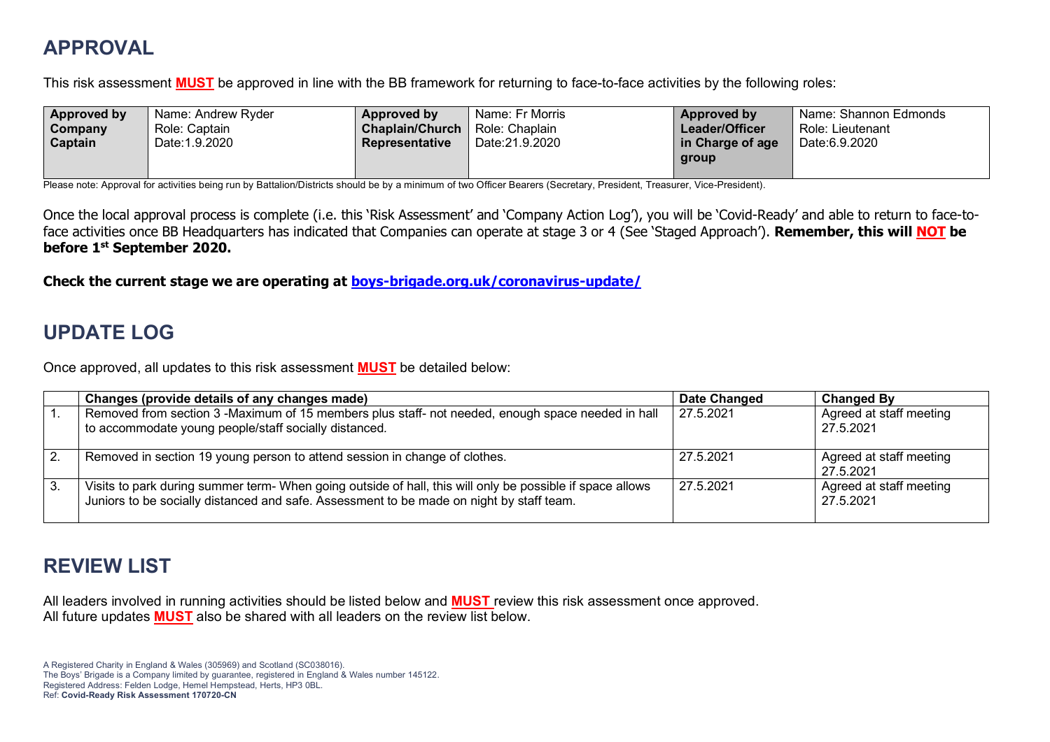## APPROVAL

This risk assessment **MUST** be approved in line with the BB framework for returning to face-to-face activities by the following roles:

| **Approved by Company Captain** | Name: Andrew Ryder<br>Role: Captain<br>Date:1.9.2020 | **Approved by Chaplain/Church Representative** | Name: Fr Morris<br>Role: Chaplain<br>Date:21.9.2020 | **Approved by Leader/Officer in Charge of age group** | Name: Shannon Edmonds<br>Role: Lieutenant<br>Date:6.9.2020 |
|---|---|---|---|---|---|

Please note: Approval for activities being run by Battalion/Districts should be by a minimum of two Officer Bearers (Secretary, President, Treasurer, Vice-President).

Once the local approval process is complete (i.e. this 'Risk Assessment' and 'Company Action Log'), you will be 'Covid-Ready' and able to return to face-to-face activities once BB Headquarters has indicated that Companies can operate at stage 3 or 4 (See 'Staged Approach'). **Remember, this will NOT be before 1st September 2020.**

**Check the current stage we are operating at boys-brigade.org.uk/coronavirus-update/**

## UPDATE LOG

Once approved, all updates to this risk assessment **MUST** be detailed below:

| | **Changes (provide details of any changes made)** | **Date Changed** | **Changed By** |
|---|---|---|---|
| 1. | Removed from section 3 -Maximum of 15 members plus staff- not needed, enough space needed in hall to accommodate young people/staff socially distanced. | 27.5.2021 | Agreed at staff meeting 27.5.2021 |
| 2. | Removed in section 19 young person to attend session in change of clothes. | 27.5.2021 | Agreed at staff meeting 27.5.2021 |
| 3. | Visits to park during summer term- When going outside of hall, this will only be possible if space allows Juniors to be socially distanced and safe. Assessment to be made on night by staff team. | 27.5.2021 | Agreed at staff meeting 27.5.2021 |

## REVIEW LIST

All leaders involved in running activities should be listed below and **MUST** review this risk assessment once approved.
All future updates **MUST** also be shared with all leaders on the review list below.

A Registered Charity in England & Wales (305969) and Scotland (SC038016).
The Boys' Brigade is a Company limited by guarantee, registered in England & Wales number 145122.
Registered Address: Felden Lodge, Hemel Hempstead, Herts, HP3 0BL.
Ref: **Covid-Ready Risk Assessment 170720-CN**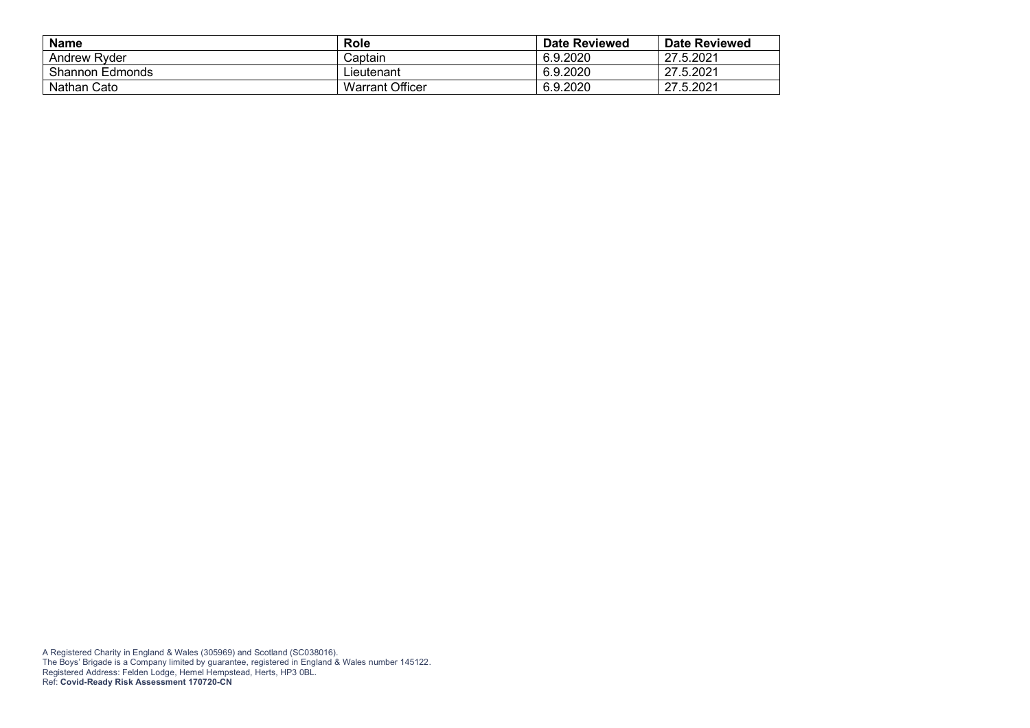| Name | Role | Date Reviewed | Date Reviewed |
|---|---|---|---|
| Andrew Ryder | Captain | 6.9.2020 | 27.5.2021 |
| Shannon Edmonds | Lieutenant | 6.9.2020 | 27.5.2021 |
| Nathan Cato | Warrant Officer | 6.9.2020 | 27.5.2021 |